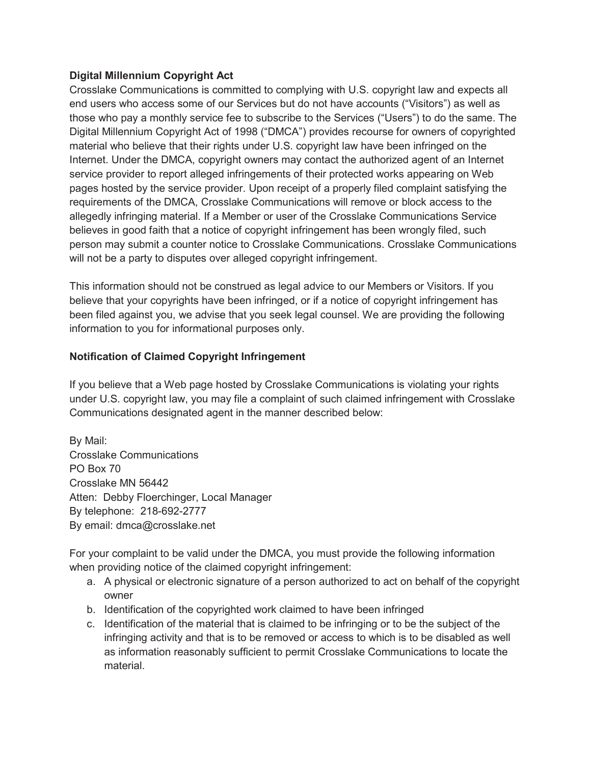**Digital Millennium Copyright Act**

Crosslake Communications is committed to complying with U.S. copyright law and expects all end users who access some of our Services but do not have accounts ("Visitors") as well as those who pay a monthly service fee to subscribe to the Services ("Users") to do the same. The Digital Millennium Copyright Act of 1998 ("DMCA") provides recourse for owners of copyrighted material who believe that their rights under U.S. copyright law have been infringed on the Internet. Under the DMCA, copyright owners may contact the authorized agent of an Internet service provider to report alleged infringements of their protected works appearing on Web pages hosted by the service provider. Upon receipt of a properly filed complaint satisfying the requirements of the DMCA, Crosslake Communications will remove or block access to the allegedly infringing material. If a Member or user of the Crosslake Communications Service believes in good faith that a notice of copyright infringement has been wrongly filed, such person may submit a counter notice to Crosslake Communications. Crosslake Communications will not be a party to disputes over alleged copyright infringement.

This information should not be construed as legal advice to our Members or Visitors. If you believe that your copyrights have been infringed, or if a notice of copyright infringement has been filed against you, we advise that you seek legal counsel. We are providing the following information to you for informational purposes only.

**Notification of Claimed Copyright Infringement**

If you believe that a Web page hosted by Crosslake Communications is violating your rights under U.S. copyright law, you may file a complaint of such claimed infringement with Crosslake Communications designated agent in the manner described below:

By Mail:
Crosslake Communications
PO Box 70
Crosslake MN 56442
Atten: Debby Floerchinger, Local Manager
By telephone: 218-692-2777
By email: dmca@crosslake.net

For your complaint to be valid under the DMCA, you must provide the following information when providing notice of the claimed copyright infringement:

a. A physical or electronic signature of a person authorized to act on behalf of the copyright owner
b. Identification of the copyrighted work claimed to have been infringed
c. Identification of the material that is claimed to be infringing or to be the subject of the infringing activity and that is to be removed or access to which is to be disabled as well as information reasonably sufficient to permit Crosslake Communications to locate the material.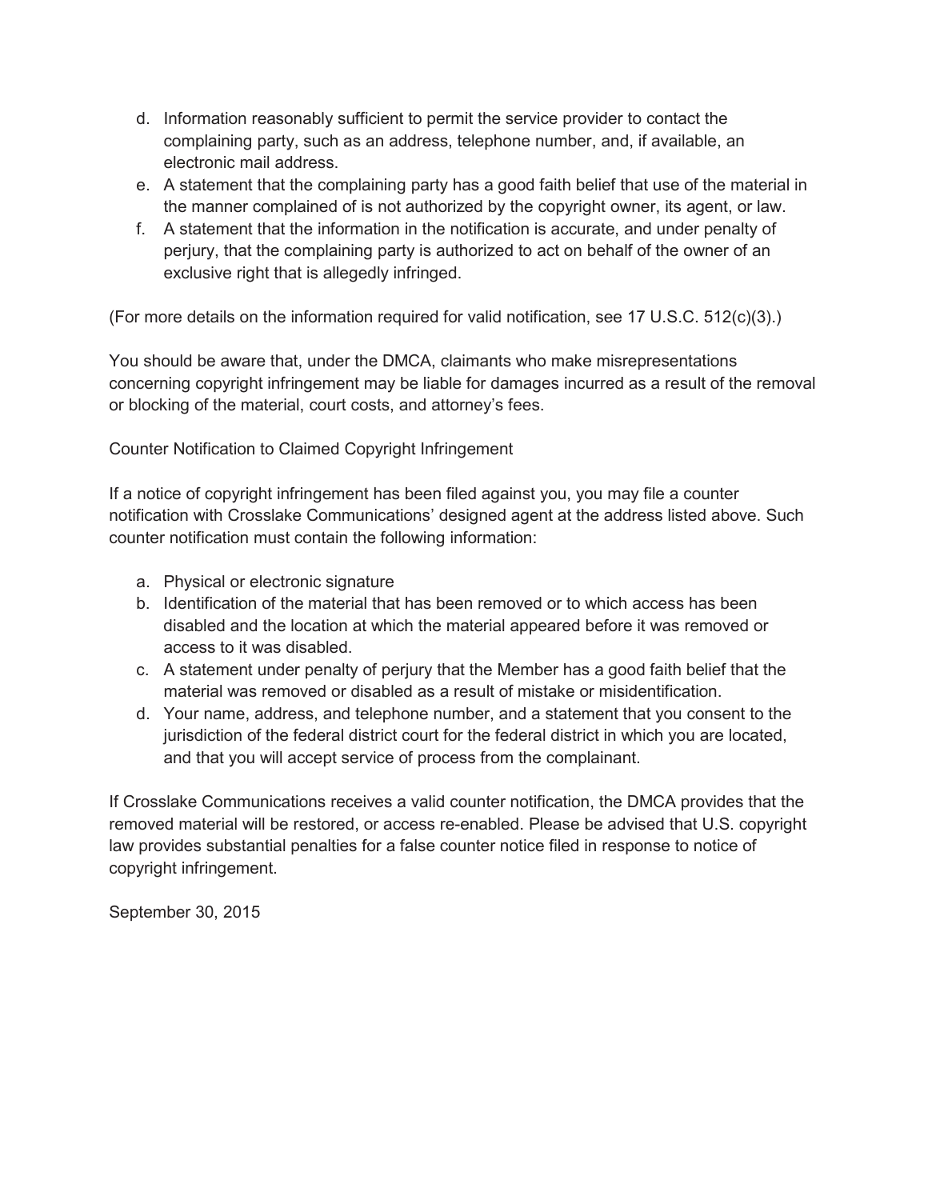d. Information reasonably sufficient to permit the service provider to contact the complaining party, such as an address, telephone number, and, if available, an electronic mail address.
e. A statement that the complaining party has a good faith belief that use of the material in the manner complained of is not authorized by the copyright owner, its agent, or law.
f. A statement that the information in the notification is accurate, and under penalty of perjury, that the complaining party is authorized to act on behalf of the owner of an exclusive right that is allegedly infringed.

(For more details on the information required for valid notification, see 17 U.S.C. 512(c)(3).)

You should be aware that, under the DMCA, claimants who make misrepresentations concerning copyright infringement may be liable for damages incurred as a result of the removal or blocking of the material, court costs, and attorney's fees.

Counter Notification to Claimed Copyright Infringement

If a notice of copyright infringement has been filed against you, you may file a counter notification with Crosslake Communications' designed agent at the address listed above. Such counter notification must contain the following information:

a. Physical or electronic signature
b. Identification of the material that has been removed or to which access has been disabled and the location at which the material appeared before it was removed or access to it was disabled.
c. A statement under penalty of perjury that the Member has a good faith belief that the material was removed or disabled as a result of mistake or misidentification.
d. Your name, address, and telephone number, and a statement that you consent to the jurisdiction of the federal district court for the federal district in which you are located, and that you will accept service of process from the complainant.

If Crosslake Communications receives a valid counter notification, the DMCA provides that the removed material will be restored, or access re-enabled. Please be advised that U.S. copyright law provides substantial penalties for a false counter notice filed in response to notice of copyright infringement.

September 30, 2015